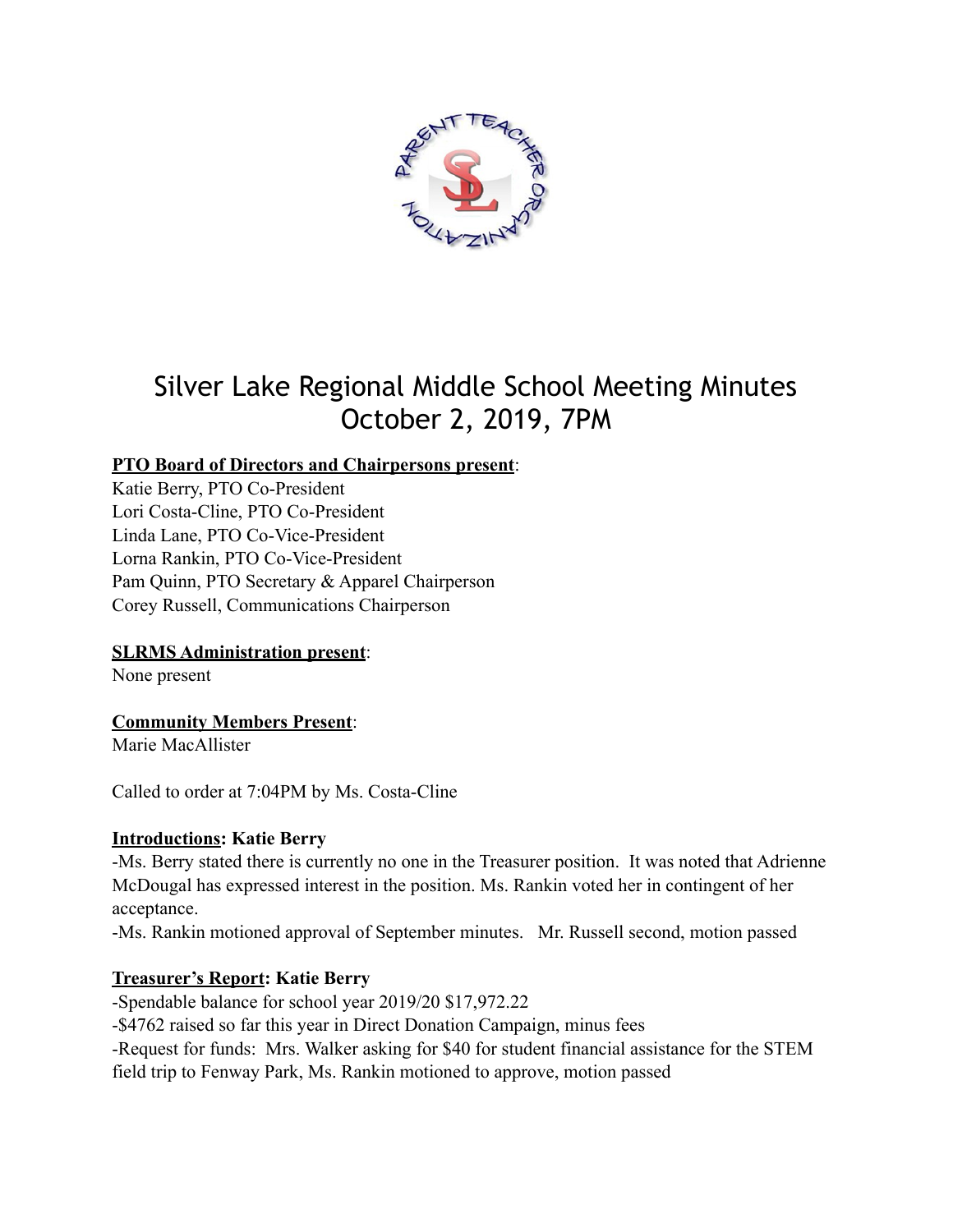# Silver Lake Regional Middle School Meeting Minutes
# October 2, 2019, 7PM

**PTO Board of Directors and Chairpersons present**:
Katie Berry, PTO Co-President
Lori Costa-Cline, PTO Co-President
Linda Lane, PTO Co-Vice-President
Lorna Rankin, PTO Co-Vice-President
Pam Quinn, PTO Secretary & Apparel Chairperson
Corey Russell, Communications Chairperson

**SLRMS Administration present**:
None present

**Community Members Present**:
Marie MacAllister

Called to order at 7:04PM by Ms. Costa-Cline

**Introductions: Katie Berry**

-Ms. Berry stated there is currently no one in the Treasurer position. It was noted that Adrienne McDougal has expressed interest in the position. Ms. Rankin voted her in contingent of her acceptance.

-Ms. Rankin motioned approval of September minutes. Mr. Russell second, motion passed

**Treasurer's Report: Katie Berry**

-Spendable balance for school year 2019/20 $17,972.22

-$4762 raised so far this year in Direct Donation Campaign, minus fees

-Request for funds: Mrs. Walker asking for $40 for student financial assistance for the STEM field trip to Fenway Park, Ms. Rankin motioned to approve, motion passed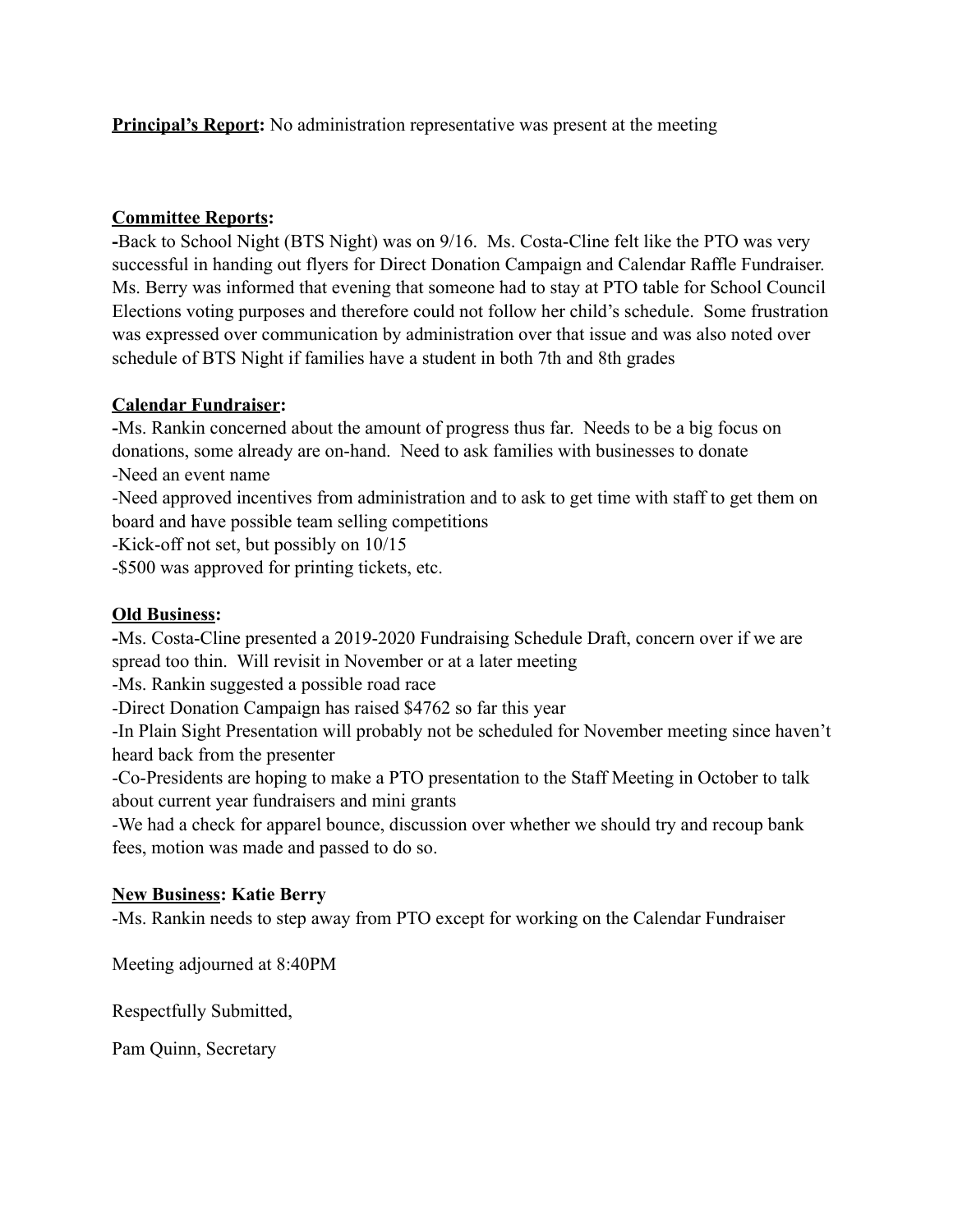**Principal's Report:** No administration representative was present at the meeting

**Committee Reports:**

-Back to School Night (BTS Night) was on 9/16. Ms. Costa-Cline felt like the PTO was very successful in handing out flyers for Direct Donation Campaign and Calendar Raffle Fundraiser. Ms. Berry was informed that evening that someone had to stay at PTO table for School Council Elections voting purposes and therefore could not follow her child's schedule. Some frustration was expressed over communication by administration over that issue and was also noted over schedule of BTS Night if families have a student in both 7th and 8th grades

**Calendar Fundraiser:**

-Ms. Rankin concerned about the amount of progress thus far. Needs to be a big focus on donations, some already are on-hand. Need to ask families with businesses to donate

-Need an event name

-Need approved incentives from administration and to ask to get time with staff to get them on board and have possible team selling competitions

-Kick-off not set, but possibly on 10/15

-$500 was approved for printing tickets, etc.

**Old Business:**

-Ms. Costa-Cline presented a 2019-2020 Fundraising Schedule Draft, concern over if we are spread too thin. Will revisit in November or at a later meeting

-Ms. Rankin suggested a possible road race

-Direct Donation Campaign has raised $4762 so far this year

-In Plain Sight Presentation will probably not be scheduled for November meeting since haven't heard back from the presenter

-Co-Presidents are hoping to make a PTO presentation to the Staff Meeting in October to talk about current year fundraisers and mini grants

-We had a check for apparel bounce, discussion over whether we should try and recoup bank fees, motion was made and passed to do so.

**New Business: Katie Berry**

-Ms. Rankin needs to step away from PTO except for working on the Calendar Fundraiser

Meeting adjourned at 8:40PM

Respectfully Submitted,

Pam Quinn, Secretary